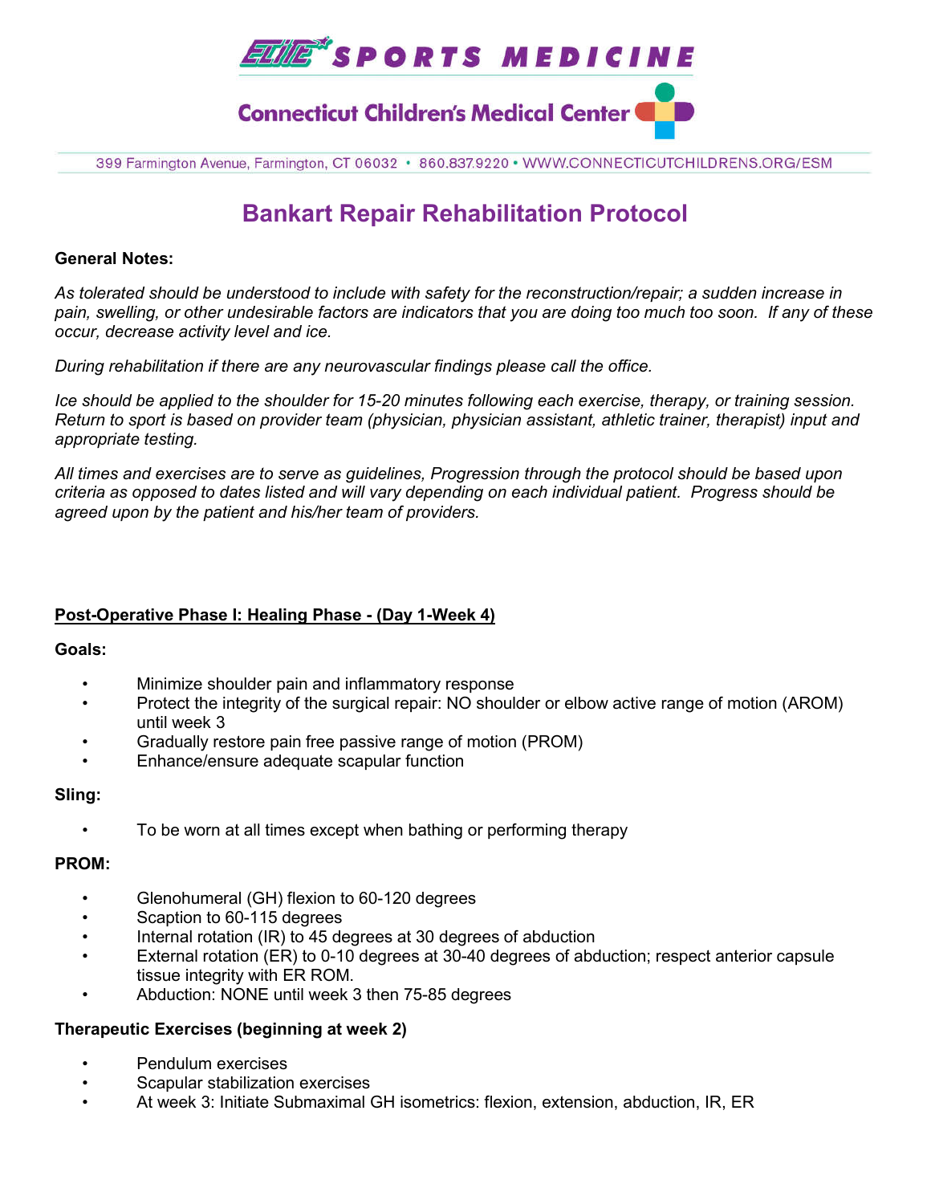ELITE SPORTS MEDICINE

Connecticut Children's Medical Center

399 Farmington Avenue, Farmington, CT 06032 • 860.837.9220 • WWW.CONNECTICUTCHILDRENS.ORG/ESM

# Bankart Repair Rehabilitation Protocol

**General Notes:**

*As tolerated should be understood to include with safety for the reconstruction/repair; a sudden increase in pain, swelling, or other undesirable factors are indicators that you are doing too much too soon. If any of these occur, decrease activity level and ice.*

*During rehabilitation if there are any neurovascular findings please call the office.*

*Ice should be applied to the shoulder for 15-20 minutes following each exercise, therapy, or training session. Return to sport is based on provider team (physician, physician assistant, athletic trainer, therapist) input and appropriate testing.*

*All times and exercises are to serve as guidelines, Progression through the protocol should be based upon criteria as opposed to dates listed and will vary depending on each individual patient. Progress should be agreed upon by the patient and his/her team of providers.*

## Post-Operative Phase I: Healing Phase - (Day 1-Week 4)

**Goals:**

- Minimize shoulder pain and inflammatory response
- Protect the integrity of the surgical repair: NO shoulder or elbow active range of motion (AROM) until week 3
- Gradually restore pain free passive range of motion (PROM)
- Enhance/ensure adequate scapular function

**Sling:**

- To be worn at all times except when bathing or performing therapy

**PROM:**

- Glenohumeral (GH) flexion to 60-120 degrees
- Scaption to 60-115 degrees
- Internal rotation (IR) to 45 degrees at 30 degrees of abduction
- External rotation (ER) to 0-10 degrees at 30-40 degrees of abduction; respect anterior capsule tissue integrity with ER ROM.
- Abduction: NONE until week 3 then 75-85 degrees

**Therapeutic Exercises (beginning at week 2)**

- Pendulum exercises
- Scapular stabilization exercises
- At week 3: Initiate Submaximal GH isometrics: flexion, extension, abduction, IR, ER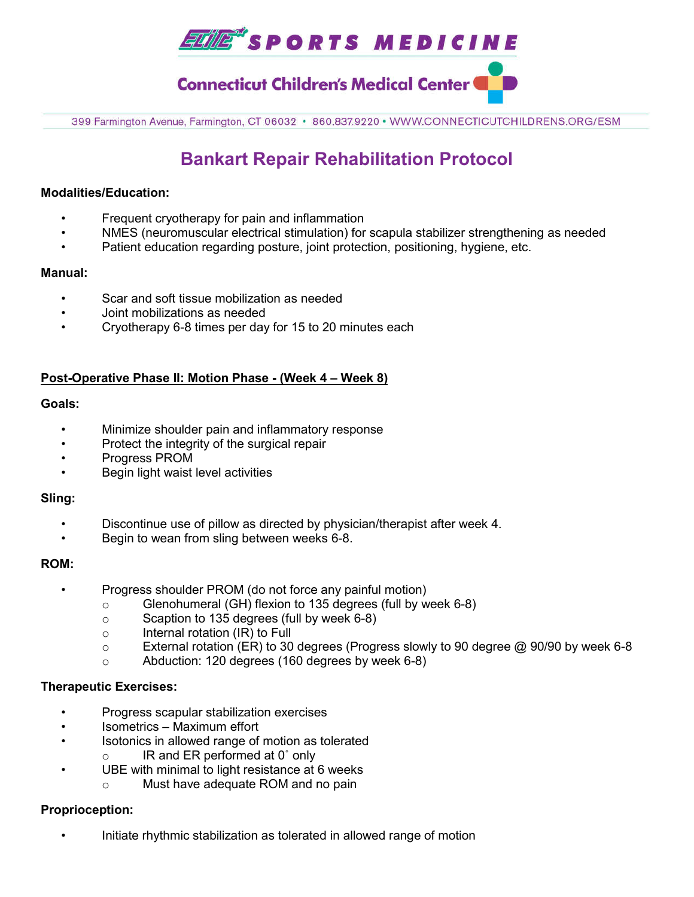# Bankart Repair Rehabilitation Protocol

**Modalities/Education:**

- Frequent cryotherapy for pain and inflammation
- NMES (neuromuscular electrical stimulation) for scapula stabilizer strengthening as needed
- Patient education regarding posture, joint protection, positioning, hygiene, etc.

**Manual:**

- Scar and soft tissue mobilization as needed
- Joint mobilizations as needed
- Cryotherapy 6-8 times per day for 15 to 20 minutes each

## Post-Operative Phase II: Motion Phase - (Week 4 – Week 8)

**Goals:**

- Minimize shoulder pain and inflammatory response
- Protect the integrity of the surgical repair
- Progress PROM
- Begin light waist level activities

**Sling:**

- Discontinue use of pillow as directed by physician/therapist after week 4.
- Begin to wean from sling between weeks 6-8.

**ROM:**

- Progress shoulder PROM (do not force any painful motion)
  - Glenohumeral (GH) flexion to 135 degrees (full by week 6-8)
  - Scaption to 135 degrees (full by week 6-8)
  - Internal rotation (IR) to Full
  - External rotation (ER) to 30 degrees (Progress slowly to 90 degree @ 90/90 by week 6-8
  - Abduction: 120 degrees (160 degrees by week 6-8)

**Therapeutic Exercises:**

- Progress scapular stabilization exercises
- Isometrics – Maximum effort
- Isotonics in allowed range of motion as tolerated
  - IR and ER performed at 0˚ only
- UBE with minimal to light resistance at 6 weeks
  - Must have adequate ROM and no pain

**Proprioception:**

- Initiate rhythmic stabilization as tolerated in allowed range of motion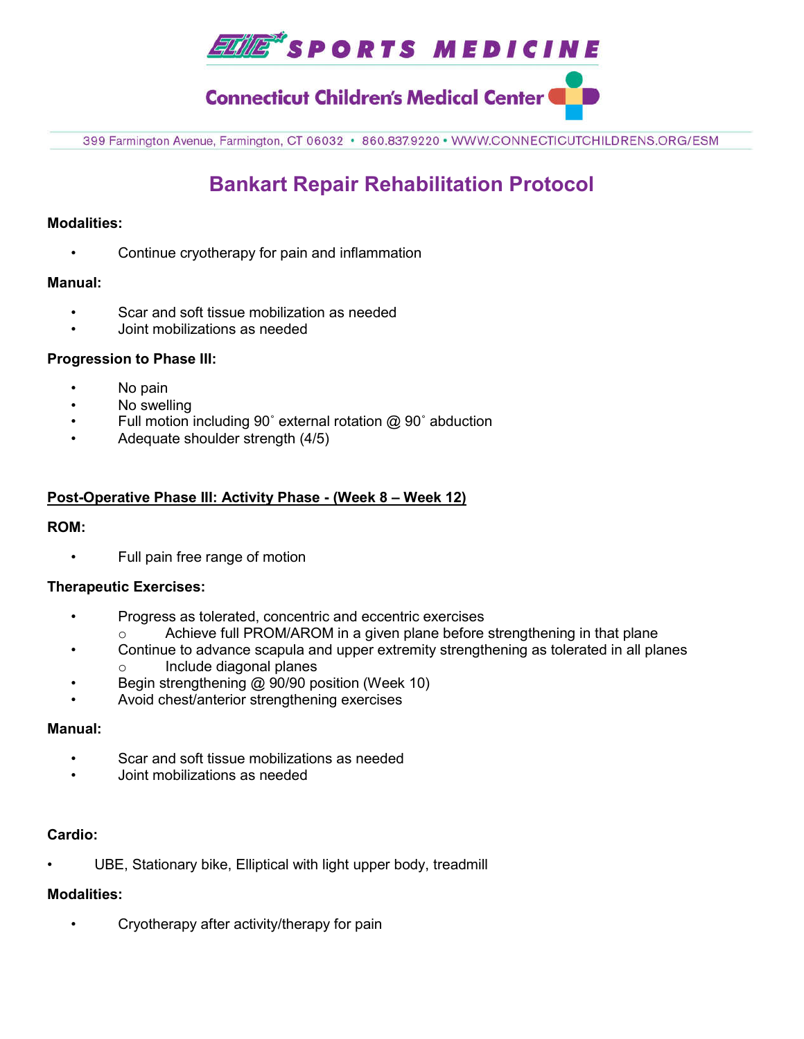## Bankart Repair Rehabilitation Protocol

**Modalities:**

- Continue cryotherapy for pain and inflammation

**Manual:**

- Scar and soft tissue mobilization as needed
- Joint mobilizations as needed

**Progression to Phase III:**

- No pain
- No swelling
- Full motion including 90˚ external rotation @ 90˚ abduction
- Adequate shoulder strength (4/5)

**Post-Operative Phase III: Activity Phase - (Week 8 – Week 12)**

**ROM:**

- Full pain free range of motion

**Therapeutic Exercises:**

- Progress as tolerated, concentric and eccentric exercises
  - Achieve full PROM/AROM in a given plane before strengthening in that plane
- Continue to advance scapula and upper extremity strengthening as tolerated in all planes
  - Include diagonal planes
- Begin strengthening @ 90/90 position (Week 10)
- Avoid chest/anterior strengthening exercises

**Manual:**

- Scar and soft tissue mobilizations as needed
- Joint mobilizations as needed

**Cardio:**

- UBE, Stationary bike, Elliptical with light upper body, treadmill

**Modalities:**

- Cryotherapy after activity/therapy for pain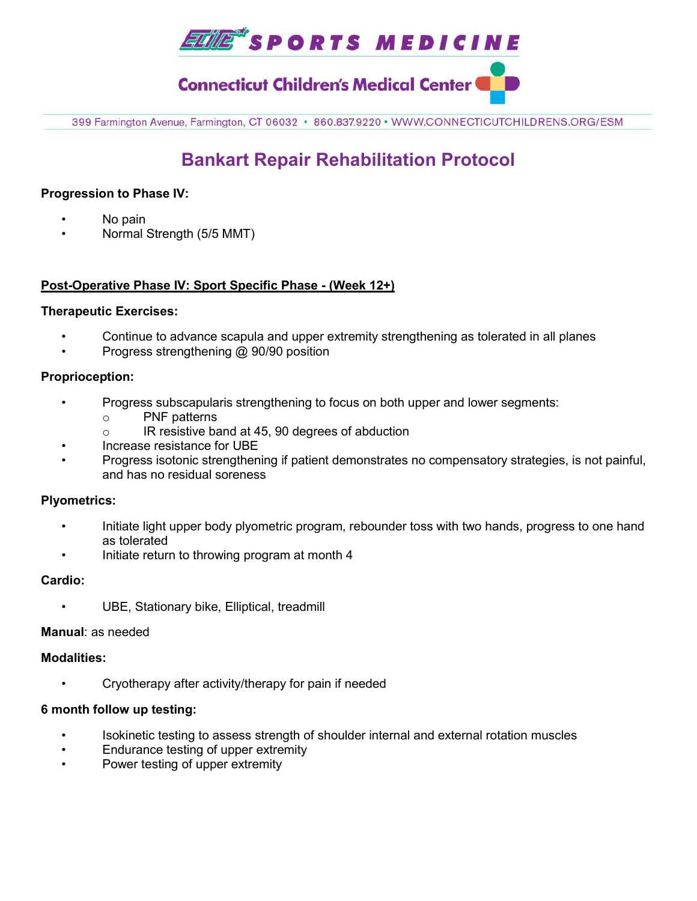# Bankart Repair Rehabilitation Protocol

**Progression to Phase IV:**

- No pain
- Normal Strength (5/5 MMT)

## Post-Operative Phase IV: Sport Specific Phase - (Week 12+)

**Therapeutic Exercises:**

- Continue to advance scapula and upper extremity strengthening as tolerated in all planes
- Progress strengthening @ 90/90 position

**Proprioception:**

- Progress subscapularis strengthening to focus on both upper and lower segments:
  - PNF patterns
  - IR resistive band at 45, 90 degrees of abduction
- Increase resistance for UBE
- Progress isotonic strengthening if patient demonstrates no compensatory strategies, is not painful, and has no residual soreness

**Plyometrics:**

- Initiate light upper body plyometric program, rebounder toss with two hands, progress to one hand as tolerated
- Initiate return to throwing program at month 4

**Cardio:**

- UBE, Stationary bike, Elliptical, treadmill

**Manual**: as needed

**Modalities:**

- Cryotherapy after activity/therapy for pain if needed

**6 month follow up testing:**

- Isokinetic testing to assess strength of shoulder internal and external rotation muscles
- Endurance testing of upper extremity
- Power testing of upper extremity